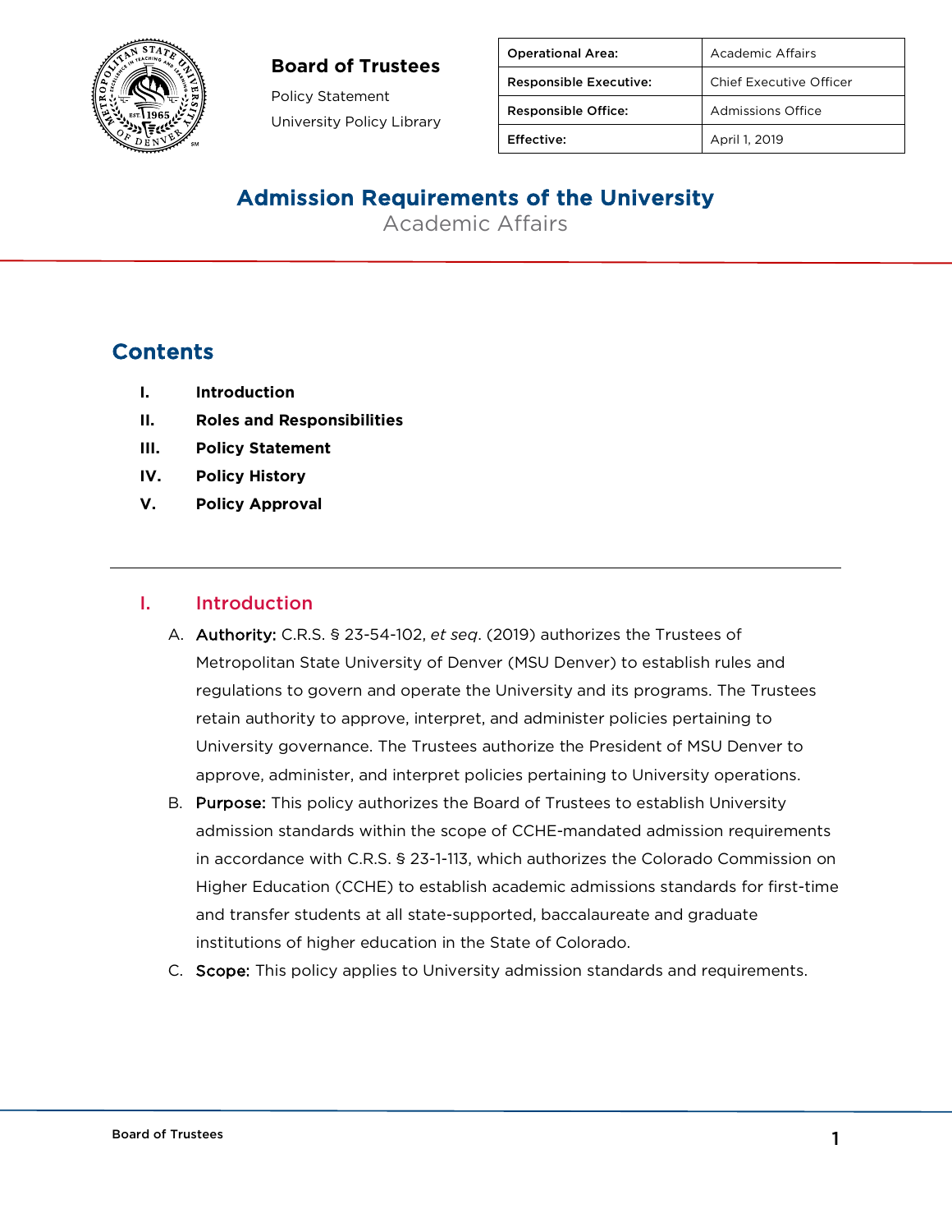**Board of Trustees**

Policy Statement

University Policy Library

| Operational Area: | Academic Affairs |
|---|---|
| Responsible Executive: | Chief Executive Officer |
| Responsible Office: | Admissions Office |
| Effective: | April 1, 2019 |

# Admission Requirements of the University

Academic Affairs

## Contents

- I. **Introduction**
- II. **Roles and Responsibilities**
- III. **Policy Statement**
- IV. **Policy History**
- V. **Policy Approval**

---

## I. Introduction

A. **Authority:** C.R.S. § 23-54-102, *et seq*. (2019) authorizes the Trustees of Metropolitan State University of Denver (MSU Denver) to establish rules and regulations to govern and operate the University and its programs. The Trustees retain authority to approve, interpret, and administer policies pertaining to University governance. The Trustees authorize the President of MSU Denver to approve, administer, and interpret policies pertaining to University operations.

B. **Purpose:** This policy authorizes the Board of Trustees to establish University admission standards within the scope of CCHE-mandated admission requirements in accordance with C.R.S. § 23-1-113, which authorizes the Colorado Commission on Higher Education (CCHE) to establish academic admissions standards for first-time and transfer students at all state-supported, baccalaureate and graduate institutions of higher education in the State of Colorado.

C. **Scope:** This policy applies to University admission standards and requirements.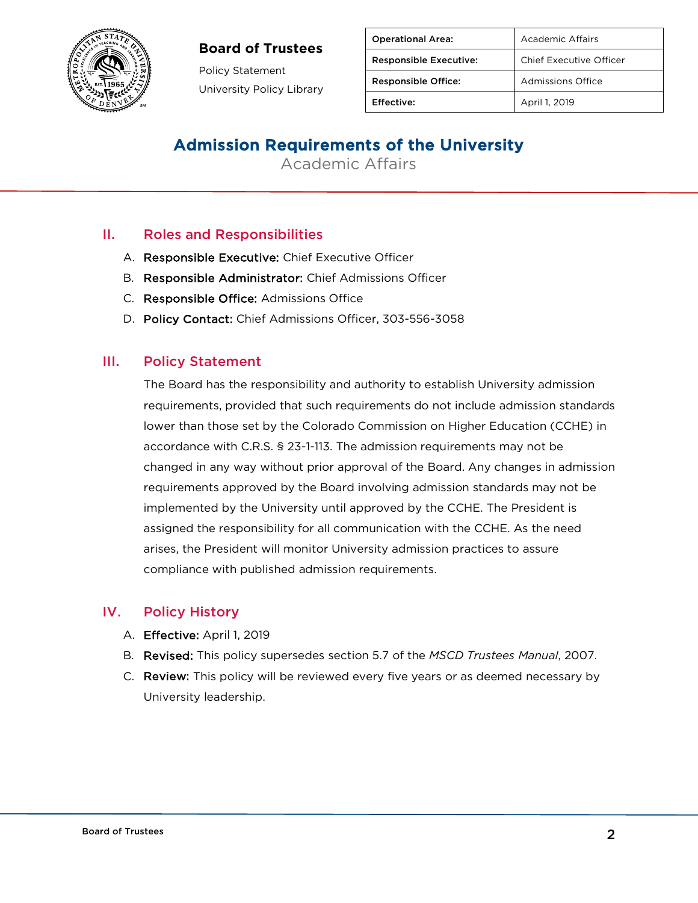**Board of Trustees**

Policy Statement

University Policy Library

| Operational Area: | Academic Affairs |
|---|---|
| Responsible Executive: | Chief Executive Officer |
| Responsible Office: | Admissions Office |
| Effective: | April 1, 2019 |

# Admission Requirements of the University

Academic Affairs

## II. Roles and Responsibilities

A. **Responsible Executive:** Chief Executive Officer

B. **Responsible Administrator:** Chief Admissions Officer

C. **Responsible Office:** Admissions Office

D. **Policy Contact:** Chief Admissions Officer, 303-556-3058

## III. Policy Statement

The Board has the responsibility and authority to establish University admission requirements, provided that such requirements do not include admission standards lower than those set by the Colorado Commission on Higher Education (CCHE) in accordance with C.R.S. § 23-1-113. The admission requirements may not be changed in any way without prior approval of the Board. Any changes in admission requirements approved by the Board involving admission standards may not be implemented by the University until approved by the CCHE. The President is assigned the responsibility for all communication with the CCHE. As the need arises, the President will monitor University admission practices to assure compliance with published admission requirements.

## IV. Policy History

A. **Effective:** April 1, 2019

B. **Revised:** This policy supersedes section 5.7 of the *MSCD Trustees Manual*, 2007.

C. **Review:** This policy will be reviewed every five years or as deemed necessary by University leadership.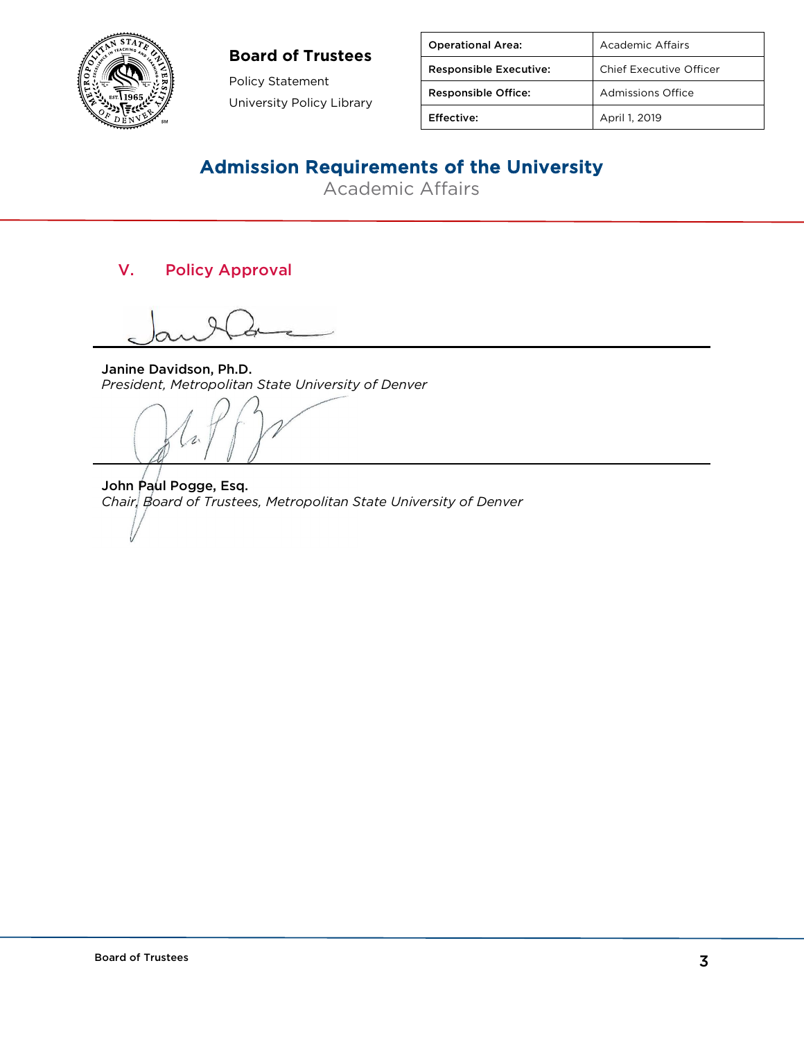**Board of Trustees**

Policy Statement

University Policy Library

| | |
|---|---|
| **Operational Area:** | Academic Affairs |
| **Responsible Executive:** | Chief Executive Officer |
| **Responsible Office:** | Admissions Office |
| **Effective:** | April 1, 2019 |

# Admission Requirements of the University

Academic Affairs

## V. Policy Approval

**Janine Davidson, Ph.D.**
*President, Metropolitan State University of Denver*

**John Paul Pogge, Esq.**
*Chair, Board of Trustees, Metropolitan State University of Denver*